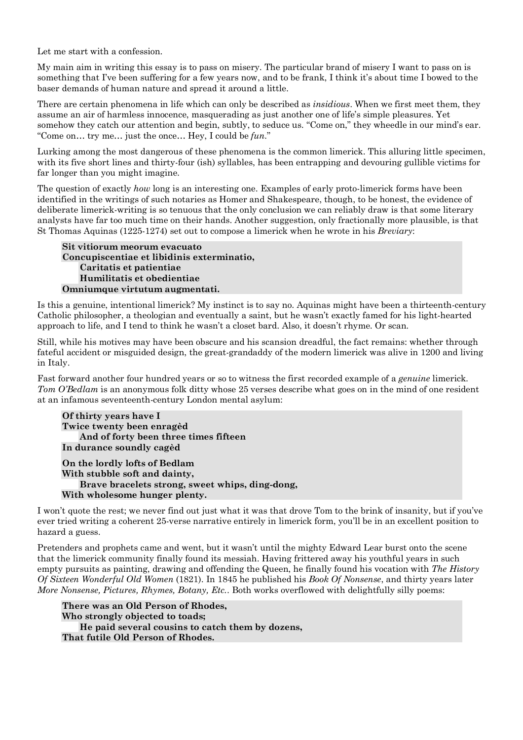Let me start with a confession.

My main aim in writing this essay is to pass on misery. The particular brand of misery I want to pass on is something that I've been suffering for a few years now, and to be frank, I think it's about time I bowed to the baser demands of human nature and spread it around a little.

There are certain phenomena in life which can only be described as *insidious*. When we first meet them, they assume an air of harmless innocence, masquerading as just another one of life's simple pleasures. Yet somehow they catch our attention and begin, subtly, to seduce us. "Come on," they wheedle in our mind's ear. "Come on… try me… just the once… Hey, I could be *fun*."

Lurking among the most dangerous of these phenomena is the common limerick. This alluring little specimen, with its five short lines and thirty-four (ish) syllables, has been entrapping and devouring gullible victims for far longer than you might imagine.

The question of exactly *how* long is an interesting one. Examples of early proto-limerick forms have been identified in the writings of such notaries as Homer and Shakespeare, though, to be honest, the evidence of deliberate limerick-writing is so tenuous that the only conclusion we can reliably draw is that some literary analysts have far too much time on their hands. Another suggestion, only fractionally more plausible, is that St Thomas Aquinas (1225-1274) set out to compose a limerick when he wrote in his *Breviary*:

> **Sit vitiorum meorum evacuato**  
> **Concupiscentiae et libidinis exterminatio,**  
> &nbsp;&nbsp;&nbsp;&nbsp;**Caritatis et patientiae**  
> &nbsp;&nbsp;&nbsp;&nbsp;**Humilitatis et obedientiae**  
> **Omniumque virtutum augmentati.**

Is this a genuine, intentional limerick? My instinct is to say no. Aquinas might have been a thirteenth-century Catholic philosopher, a theologian and eventually a saint, but he wasn't exactly famed for his light-hearted approach to life, and I tend to think he wasn't a closet bard. Also, it doesn't rhyme. Or scan.

Still, while his motives may have been obscure and his scansion dreadful, the fact remains: whether through fateful accident or misguided design, the great-grandaddy of the modern limerick was alive in 1200 and living in Italy.

Fast forward another four hundred years or so to witness the first recorded example of a *genuine* limerick. *Tom O'Bedlam* is an anonymous folk ditty whose 25 verses describe what goes on in the mind of one resident at an infamous seventeenth-century London mental asylum:

> **Of thirty years have I**  
> **Twice twenty been enragèd**  
> &nbsp;&nbsp;&nbsp;&nbsp;**And of forty been three times fifteen**  
> **In durance soundly cagèd**
>
> **On the lordly lofts of Bedlam**  
> **With stubble soft and dainty,**  
> &nbsp;&nbsp;&nbsp;&nbsp;**Brave bracelets strong, sweet whips, ding-dong,**  
> **With wholesome hunger plenty.**

I won't quote the rest; we never find out just what it was that drove Tom to the brink of insanity, but if you've ever tried writing a coherent 25-verse narrative entirely in limerick form, you'll be in an excellent position to hazard a guess.

Pretenders and prophets came and went, but it wasn't until the mighty Edward Lear burst onto the scene that the limerick community finally found its messiah. Having frittered away his youthful years in such empty pursuits as painting, drawing and offending the Queen, he finally found his vocation with *The History Of Sixteen Wonderful Old Women* (1821). In 1845 he published his *Book Of Nonsense*, and thirty years later *More Nonsense, Pictures, Rhymes, Botany, Etc.*. Both works overflowed with delightfully silly poems:

> **There was an Old Person of Rhodes,**  
> **Who strongly objected to toads;**  
> &nbsp;&nbsp;&nbsp;&nbsp;**He paid several cousins to catch them by dozens,**  
> **That futile Old Person of Rhodes.**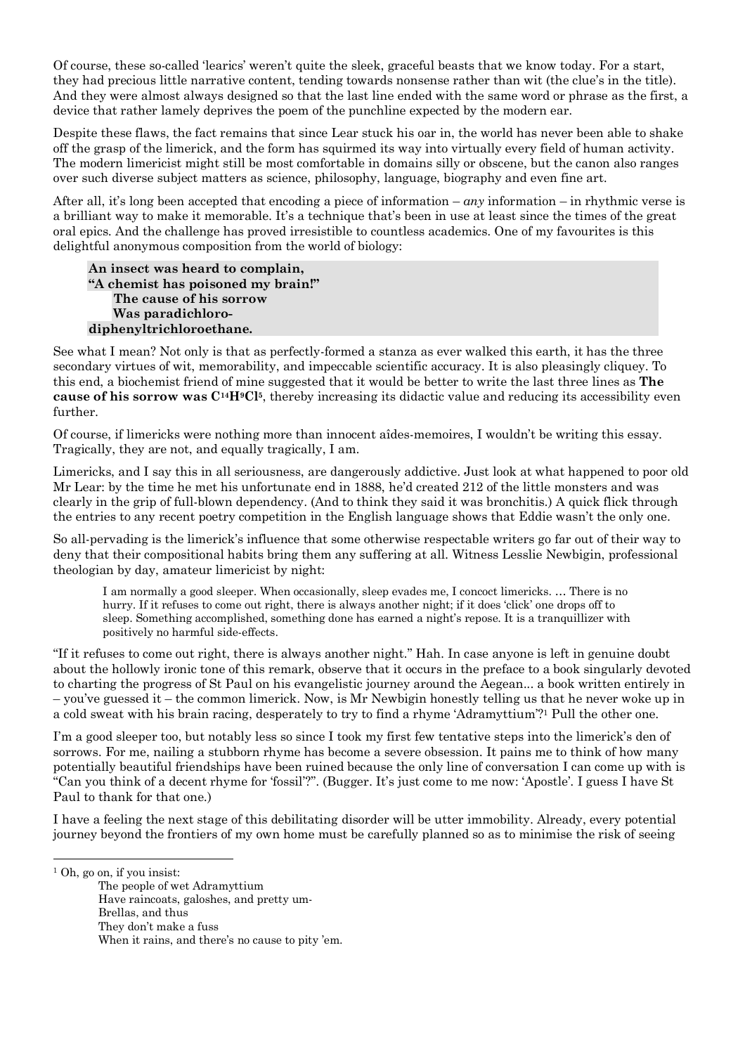Of course, these so-called 'learics' weren't quite the sleek, graceful beasts that we know today. For a start, they had precious little narrative content, tending towards nonsense rather than wit (the clue's in the title). And they were almost always designed so that the last line ended with the same word or phrase as the first, a device that rather lamely deprives the poem of the punchline expected by the modern ear.

Despite these flaws, the fact remains that since Lear stuck his oar in, the world has never been able to shake off the grasp of the limerick, and the form has squirmed its way into virtually every field of human activity. The modern limericist might still be most comfortable in domains silly or obscene, but the canon also ranges over such diverse subject matters as science, philosophy, language, biography and even fine art.

After all, it's long been accepted that encoding a piece of information – *any* information – in rhythmic verse is a brilliant way to make it memorable. It's a technique that's been in use at least since the times of the great oral epics. And the challenge has proved irresistible to countless academics. One of my favourites is this delightful anonymous composition from the world of biology:

> **An insect was heard to complain,**
> **"A chemist has poisoned my brain!"**
> **The cause of his sorrow**
> **Was paradichloro-**
> **diphenyltrichloroethane.**

See what I mean? Not only is that as perfectly-formed a stanza as ever walked this earth, it has the three secondary virtues of wit, memorability, and impeccable scientific accuracy. It is also pleasingly cliquey. To this end, a biochemist friend of mine suggested that it would be better to write the last three lines as **The cause of his sorrow was $C^{14}H^{9}Cl^{5}$**, thereby increasing its didactic value and reducing its accessibility even further.

Of course, if limericks were nothing more than innocent aîdes-memoires, I wouldn't be writing this essay. Tragically, they are not, and equally tragically, I am.

Limericks, and I say this in all seriousness, are dangerously addictive. Just look at what happened to poor old Mr Lear: by the time he met his unfortunate end in 1888, he'd created 212 of the little monsters and was clearly in the grip of full-blown dependency. (And to think they said it was bronchitis.) A quick flick through the entries to any recent poetry competition in the English language shows that Eddie wasn't the only one.

So all-pervading is the limerick's influence that some otherwise respectable writers go far out of their way to deny that their compositional habits bring them any suffering at all. Witness Lesslie Newbigin, professional theologian by day, amateur limericist by night:

> I am normally a good sleeper. When occasionally, sleep evades me, I concoct limericks. … There is no hurry. If it refuses to come out right, there is always another night; if it does 'click' one drops off to sleep. Something accomplished, something done has earned a night's repose. It is a tranquillizer with positively no harmful side-effects.

"If it refuses to come out right, there is always another night." Hah. In case anyone is left in genuine doubt about the hollowly ironic tone of this remark, observe that it occurs in the preface to a book singularly devoted to charting the progress of St Paul on his evangelistic journey around the Aegean... a book written entirely in – you've guessed it – the common limerick. Now, is Mr Newbigin honestly telling us that he never woke up in a cold sweat with his brain racing, desperately to try to find a rhyme 'Adramyttium'?[1] Pull the other one.

I'm a good sleeper too, but notably less so since I took my first few tentative steps into the limerick's den of sorrows. For me, nailing a stubborn rhyme has become a severe obsession. It pains me to think of how many potentially beautiful friendships have been ruined because the only line of conversation I can come up with is "Can you think of a decent rhyme for 'fossil'?". (Bugger. It's just come to me now: 'Apostle'. I guess I have St Paul to thank for that one.)

I have a feeling the next stage of this debilitating disorder will be utter immobility. Already, every potential journey beyond the frontiers of my own home must be carefully planned so as to minimise the risk of seeing

---

[1] Oh, go on, if you insist:

> The people of wet Adramyttium
> Have raincoats, galoshes, and pretty um-
> Brellas, and thus
> They don't make a fuss
> When it rains, and there's no cause to pity 'em.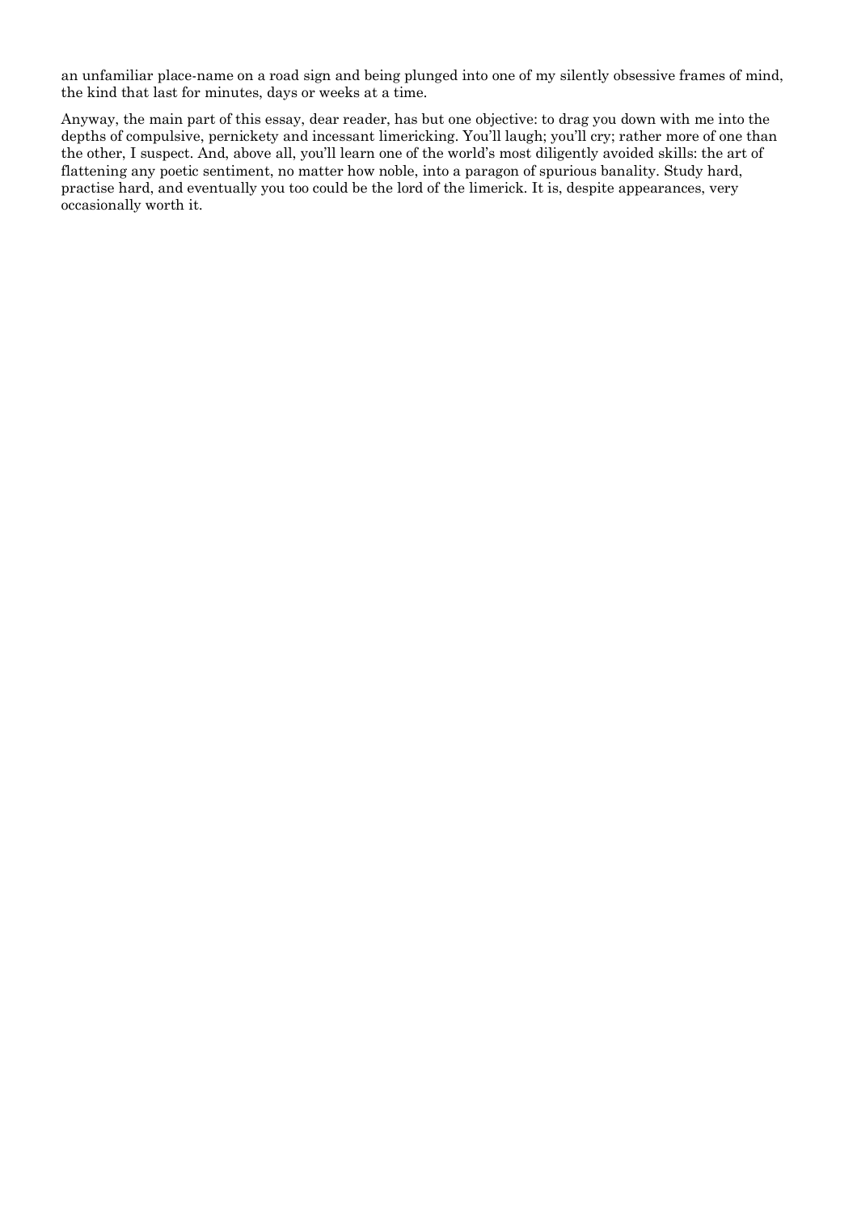an unfamiliar place-name on a road sign and being plunged into one of my silently obsessive frames of mind, the kind that last for minutes, days or weeks at a time.

Anyway, the main part of this essay, dear reader, has but one objective: to drag you down with me into the depths of compulsive, pernickety and incessant limericking. You'll laugh; you'll cry; rather more of one than the other, I suspect. And, above all, you'll learn one of the world's most diligently avoided skills: the art of flattening any poetic sentiment, no matter how noble, into a paragon of spurious banality. Study hard, practise hard, and eventually you too could be the lord of the limerick. It is, despite appearances, very occasionally worth it.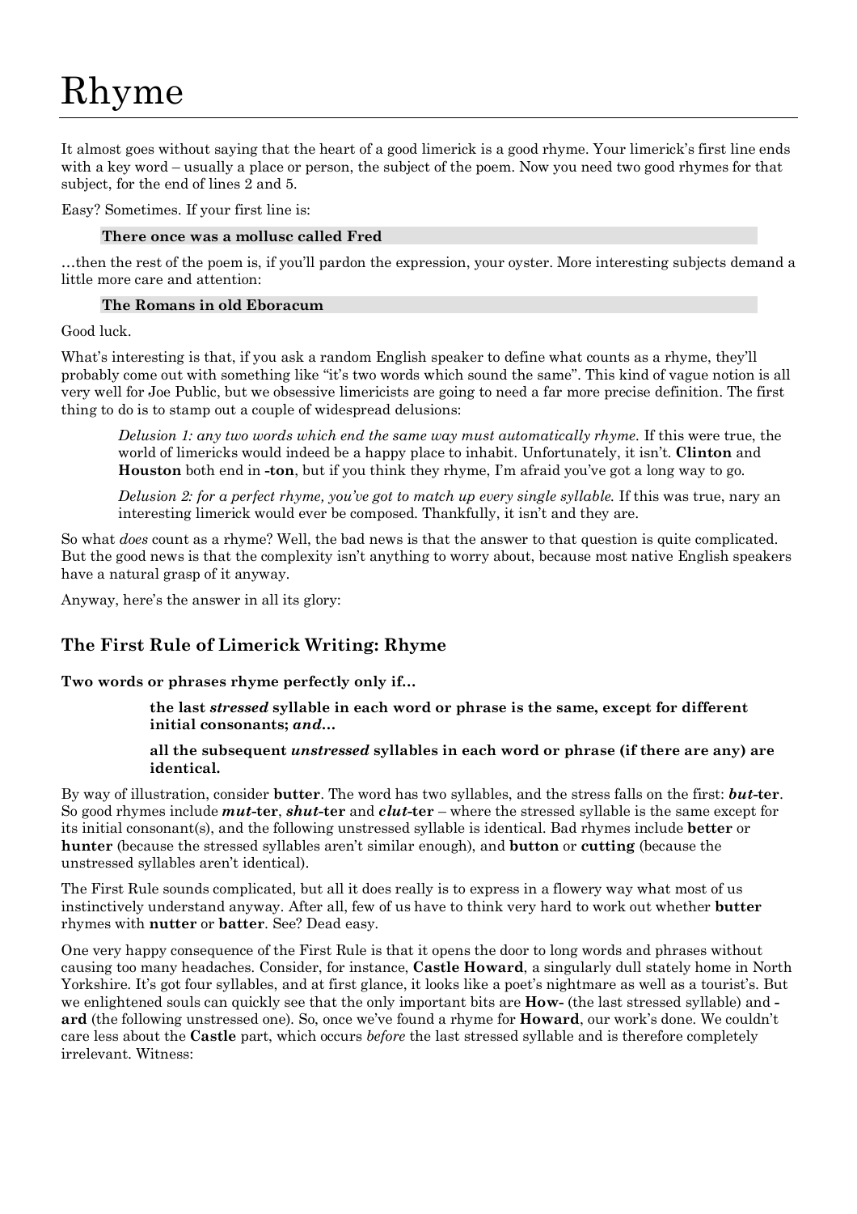# Rhyme

It almost goes without saying that the heart of a good limerick is a good rhyme. Your limerick's first line ends with a key word – usually a place or person, the subject of the poem. Now you need two good rhymes for that subject, for the end of lines 2 and 5.

Easy? Sometimes. If your first line is:

> **There once was a mollusc called Fred**

…then the rest of the poem is, if you'll pardon the expression, your oyster. More interesting subjects demand a little more care and attention:

> **The Romans in old Eboracum**

Good luck.

What's interesting is that, if you ask a random English speaker to define what counts as a rhyme, they'll probably come out with something like "it's two words which sound the same". This kind of vague notion is all very well for Joe Public, but we obsessive limericists are going to need a far more precise definition. The first thing to do is to stamp out a couple of widespread delusions:

> *Delusion 1: any two words which end the same way must automatically rhyme.* If this were true, the world of limericks would indeed be a happy place to inhabit. Unfortunately, it isn't. **Clinton** and **Houston** both end in **-ton**, but if you think they rhyme, I'm afraid you've got a long way to go.

> *Delusion 2: for a perfect rhyme, you've got to match up every single syllable.* If this was true, nary an interesting limerick would ever be composed. Thankfully, it isn't and they are.

So what *does* count as a rhyme? Well, the bad news is that the answer to that question is quite complicated. But the good news is that the complexity isn't anything to worry about, because most native English speakers have a natural grasp of it anyway.

Anyway, here's the answer in all its glory:

## The First Rule of Limerick Writing: Rhyme

**Two words or phrases rhyme perfectly only if…**

> **the last *stressed* syllable in each word or phrase is the same, except for different initial consonants; *and*…**

> **all the subsequent *unstressed* syllables in each word or phrase (if there are any) are identical.**

By way of illustration, consider **butter**. The word has two syllables, and the stress falls on the first: ***but*-ter**. So good rhymes include ***mut*-ter**, ***shut*-ter** and ***clut*-ter** – where the stressed syllable is the same except for its initial consonant(s), and the following unstressed syllable is identical. Bad rhymes include **better** or **hunter** (because the stressed syllables aren't similar enough), and **button** or **cutting** (because the unstressed syllables aren't identical).

The First Rule sounds complicated, but all it does really is to express in a flowery way what most of us instinctively understand anyway. After all, few of us have to think very hard to work out whether **butter** rhymes with **nutter** or **batter**. See? Dead easy.

One very happy consequence of the First Rule is that it opens the door to long words and phrases without causing too many headaches. Consider, for instance, **Castle Howard**, a singularly dull stately home in North Yorkshire. It's got four syllables, and at first glance, it looks like a poet's nightmare as well as a tourist's. But we enlightened souls can quickly see that the only important bits are **How-** (the last stressed syllable) and **-ard** (the following unstressed one). So, once we've found a rhyme for **Howard**, our work's done. We couldn't care less about the **Castle** part, which occurs *before* the last stressed syllable and is therefore completely irrelevant. Witness: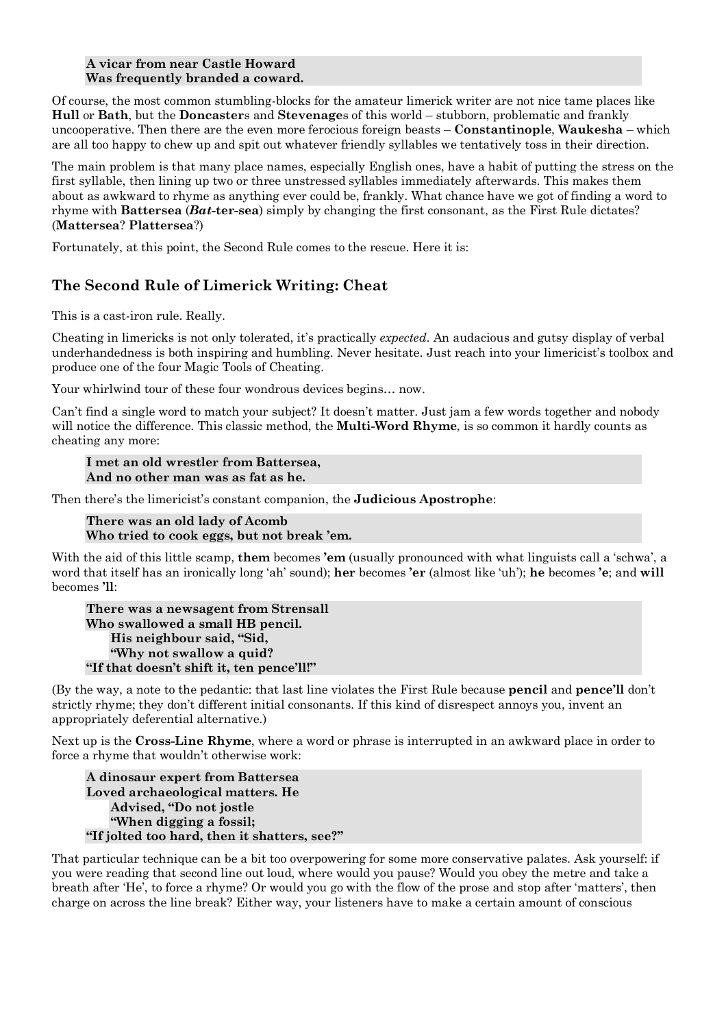**A vicar from near Castle Howard**
**Was frequently branded a coward.**

Of course, the most common stumbling-blocks for the amateur limerick writer are not nice tame places like **Hull** or **Bath**, but the **Doncaster**s and **Stevenage**s of this world – stubborn, problematic and frankly uncooperative. Then there are the even more ferocious foreign beasts – **Constantinople**, **Waukesha** – which are all too happy to chew up and spit out whatever friendly syllables we tentatively toss in their direction.

The main problem is that many place names, especially English ones, have a habit of putting the stress on the first syllable, then lining up two or three unstressed syllables immediately afterwards. This makes them about as awkward to rhyme as anything ever could be, frankly. What chance have we got of finding a word to rhyme with **Battersea** (***Bat*-ter-sea**) simply by changing the first consonant, as the First Rule dictates? (**Mattersea**? **Plattersea**?)

Fortunately, at this point, the Second Rule comes to the rescue. Here it is:

## The Second Rule of Limerick Writing: Cheat

This is a cast-iron rule. Really.

Cheating in limericks is not only tolerated, it's practically *expected*. An audacious and gutsy display of verbal underhandedness is both inspiring and humbling. Never hesitate. Just reach into your limericist's toolbox and produce one of the four Magic Tools of Cheating.

Your whirlwind tour of these four wondrous devices begins… now.

Can't find a single word to match your subject? It doesn't matter. Just jam a few words together and nobody will notice the difference. This classic method, the **Multi-Word Rhyme**, is so common it hardly counts as cheating any more:

**I met an old wrestler from Battersea,**
**And no other man was as fat as he.**

Then there's the limericist's constant companion, the **Judicious Apostrophe**:

**There was an old lady of Acomb**
**Who tried to cook eggs, but not break 'em.**

With the aid of this little scamp, **them** becomes **'em** (usually pronounced with what linguists call a 'schwa', a word that itself has an ironically long 'ah' sound); **her** becomes **'er** (almost like 'uh'); **he** becomes **'e**; and **will** becomes **'ll**:

**There was a newsagent from Strensall**
**Who swallowed a small HB pencil.**
**His neighbour said, "Sid,**
**"Why not swallow a quid?**
**"If that doesn't shift it, ten pence'll!"**

(By the way, a note to the pedantic: that last line violates the First Rule because **pencil** and **pence'll** don't strictly rhyme; they don't different initial consonants. If this kind of disrespect annoys you, invent an appropriately deferential alternative.)

Next up is the **Cross-Line Rhyme**, where a word or phrase is interrupted in an awkward place in order to force a rhyme that wouldn't otherwise work:

**A dinosaur expert from Battersea**
**Loved archaeological matters. He**
**Advised, "Do not jostle**
**"When digging a fossil;**
**"If jolted too hard, then it shatters, see?"**

That particular technique can be a bit too overpowering for some more conservative palates. Ask yourself: if you were reading that second line out loud, where would you pause? Would you obey the metre and take a breath after 'He', to force a rhyme? Or would you go with the flow of the prose and stop after 'matters', then charge on across the line break? Either way, your listeners have to make a certain amount of conscious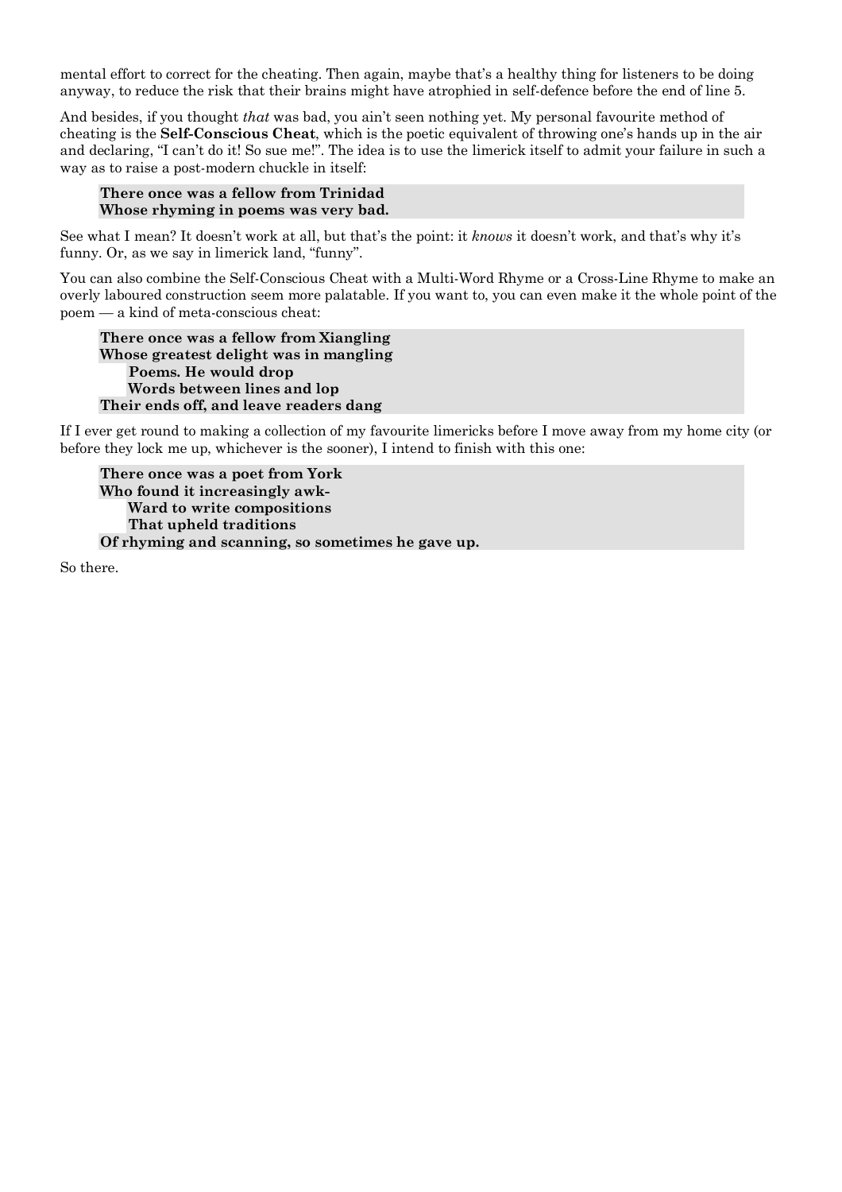mental effort to correct for the cheating. Then again, maybe that's a healthy thing for listeners to be doing anyway, to reduce the risk that their brains might have atrophied in self-defence before the end of line 5.

And besides, if you thought *that* was bad, you ain't seen nothing yet. My personal favourite method of cheating is the **Self-Conscious Cheat**, which is the poetic equivalent of throwing one's hands up in the air and declaring, "I can't do it! So sue me!". The idea is to use the limerick itself to admit your failure in such a way as to raise a post-modern chuckle in itself:

> **There once was a fellow from Trinidad**
> **Whose rhyming in poems was very bad.**

See what I mean? It doesn't work at all, but that's the point: it *knows* it doesn't work, and that's why it's funny. Or, as we say in limerick land, "funny".

You can also combine the Self-Conscious Cheat with a Multi-Word Rhyme or a Cross-Line Rhyme to make an overly laboured construction seem more palatable. If you want to, you can even make it the whole point of the poem — a kind of meta-conscious cheat:

> **There once was a fellow from Xiangling**
> **Whose greatest delight was in mangling**
> &nbsp;&nbsp;&nbsp;&nbsp;**Poems. He would drop**
> &nbsp;&nbsp;&nbsp;&nbsp;**Words between lines and lop**
> **Their ends off, and leave readers dang**

If I ever get round to making a collection of my favourite limericks before I move away from my home city (or before they lock me up, whichever is the sooner), I intend to finish with this one:

> **There once was a poet from York**
> **Who found it increasingly awk-**
> &nbsp;&nbsp;&nbsp;&nbsp;**Ward to write compositions**
> &nbsp;&nbsp;&nbsp;&nbsp;**That upheld traditions**
> **Of rhyming and scanning, so sometimes he gave up.**

So there.